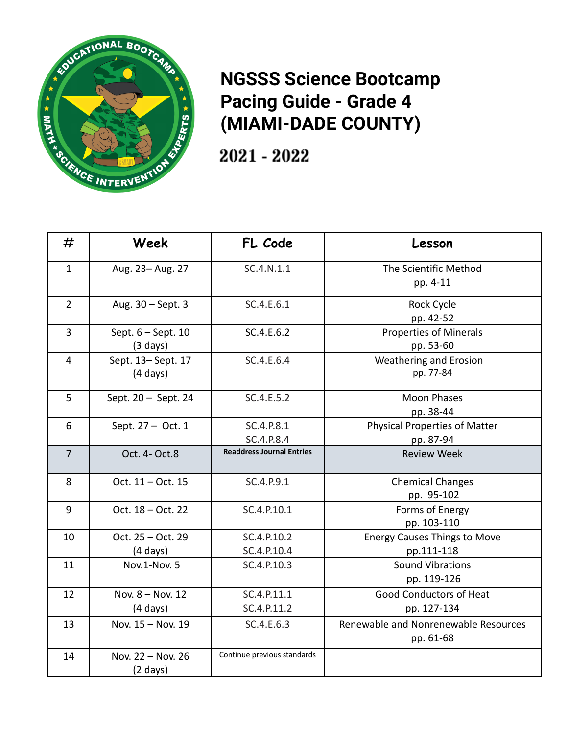# NGSSS Science Bootcamp Pacing Guide - Grade 4 (MIAMI-DADE COUNTY)

## 2021 - 2022

| # | Week | FL Code | Lesson |
|---|---|---|---|
| 1 | Aug. 23– Aug. 27 | SC.4.N.1.1 | The Scientific Method pp. 4-11 |
| 2 | Aug. 30 – Sept. 3 | SC.4.E.6.1 | Rock Cycle pp. 42-52 |
| 3 | Sept. 6 – Sept. 10 (3 days) | SC.4.E.6.2 | Properties of Minerals pp. 53-60 |
| 4 | Sept. 13– Sept. 17 (4 days) | SC.4.E.6.4 | Weathering and Erosion pp. 77-84 |
| 5 | Sept. 20 – Sept. 24 | SC.4.E.5.2 | Moon Phases pp. 38-44 |
| 6 | Sept. 27 – Oct. 1 | SC.4.P.8.1 SC.4.P.8.4 | Physical Properties of Matter pp. 87-94 |
| 7 | Oct. 4- Oct.8 | **Readdress Journal Entries** | Review Week |
| 8 | Oct. 11 – Oct. 15 | SC.4.P.9.1 | Chemical Changes pp. 95-102 |
| 9 | Oct. 18 – Oct. 22 | SC.4.P.10.1 | Forms of Energy pp. 103-110 |
| 10 | Oct. 25 – Oct. 29 (4 days) | SC.4.P.10.2 SC.4.P.10.4 | Energy Causes Things to Move pp.111-118 |
| 11 | Nov.1-Nov. 5 | SC.4.P.10.3 | Sound Vibrations pp. 119-126 |
| 12 | Nov. 8 – Nov. 12 (4 days) | SC.4.P.11.1 SC.4.P.11.2 | Good Conductors of Heat pp. 127-134 |
| 13 | Nov. 15 – Nov. 19 | SC.4.E.6.3 | Renewable and Nonrenewable Resources pp. 61-68 |
| 14 | Nov. 22 – Nov. 26 (2 days) | Continue previous standards | |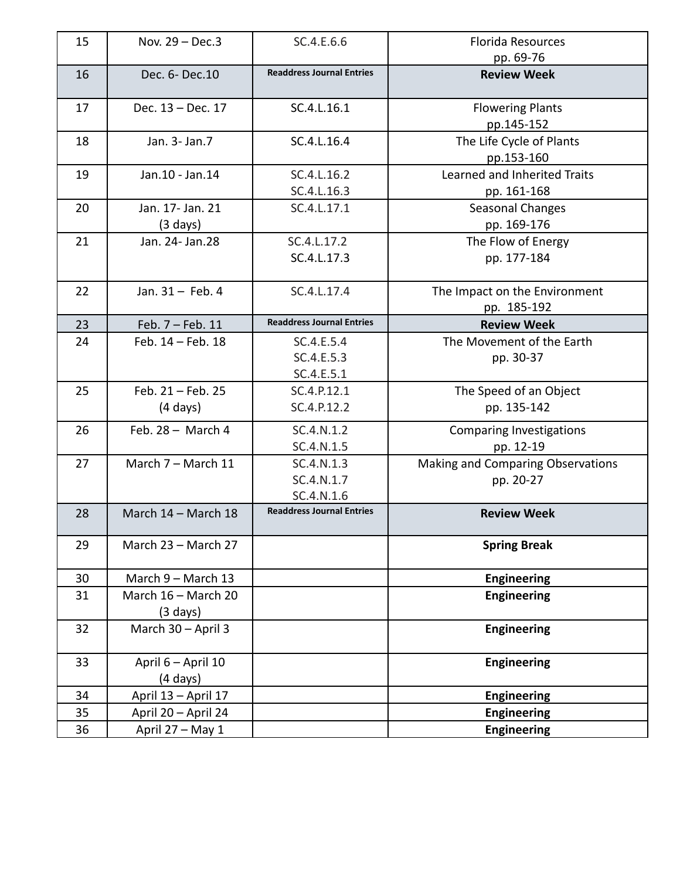| | | | |
|---|---|---|---|
| 15 | Nov. 29 – Dec.3 | SC.4.E.6.6 | Florida Resources<br>pp. 69-76 |
| 16 | Dec. 6- Dec.10 | **Readdress Journal Entries** | **Review Week** |
| 17 | Dec. 13 – Dec. 17 | SC.4.L.16.1 | Flowering Plants<br>pp.145-152 |
| 18 | Jan. 3- Jan.7 | SC.4.L.16.4 | The Life Cycle of Plants<br>pp.153-160 |
| 19 | Jan.10 - Jan.14 | SC.4.L.16.2<br>SC.4.L.16.3 | Learned and Inherited Traits<br>pp. 161-168 |
| 20 | Jan. 17- Jan. 21<br>(3 days) | SC.4.L.17.1 | Seasonal Changes<br>pp. 169-176 |
| 21 | Jan. 24- Jan.28 | SC.4.L.17.2<br>SC.4.L.17.3 | The Flow of Energy<br>pp. 177-184 |
| 22 | Jan. 31 – Feb. 4 | SC.4.L.17.4 | The Impact on the Environment<br>pp. 185-192 |
| 23 | Feb. 7 – Feb. 11 | **Readdress Journal Entries** | **Review Week** |
| 24 | Feb. 14 – Feb. 18 | SC.4.E.5.4<br>SC.4.E.5.3<br>SC.4.E.5.1 | The Movement of the Earth<br>pp. 30-37 |
| 25 | Feb. 21 – Feb. 25<br>(4 days) | SC.4.P.12.1<br>SC.4.P.12.2 | The Speed of an Object<br>pp. 135-142 |
| 26 | Feb. 28 – March 4 | SC.4.N.1.2<br>SC.4.N.1.5 | Comparing Investigations<br>pp. 12-19 |
| 27 | March 7 – March 11 | SC.4.N.1.3<br>SC.4.N.1.7<br>SC.4.N.1.6 | Making and Comparing Observations<br>pp. 20-27 |
| 28 | March 14 – March 18 | **Readdress Journal Entries** | **Review Week** |
| 29 | March 23 – March 27 | | **Spring Break** |
| 30 | March 9 – March 13 | | **Engineering** |
| 31 | March 16 – March 20<br>(3 days) | | **Engineering** |
| 32 | March 30 – April 3 | | **Engineering** |
| 33 | April 6 – April 10<br>(4 days) | | **Engineering** |
| 34 | April 13 – April 17 | | **Engineering** |
| 35 | April 20 – April 24 | | **Engineering** |
| 36 | April 27 – May 1 | | **Engineering** |